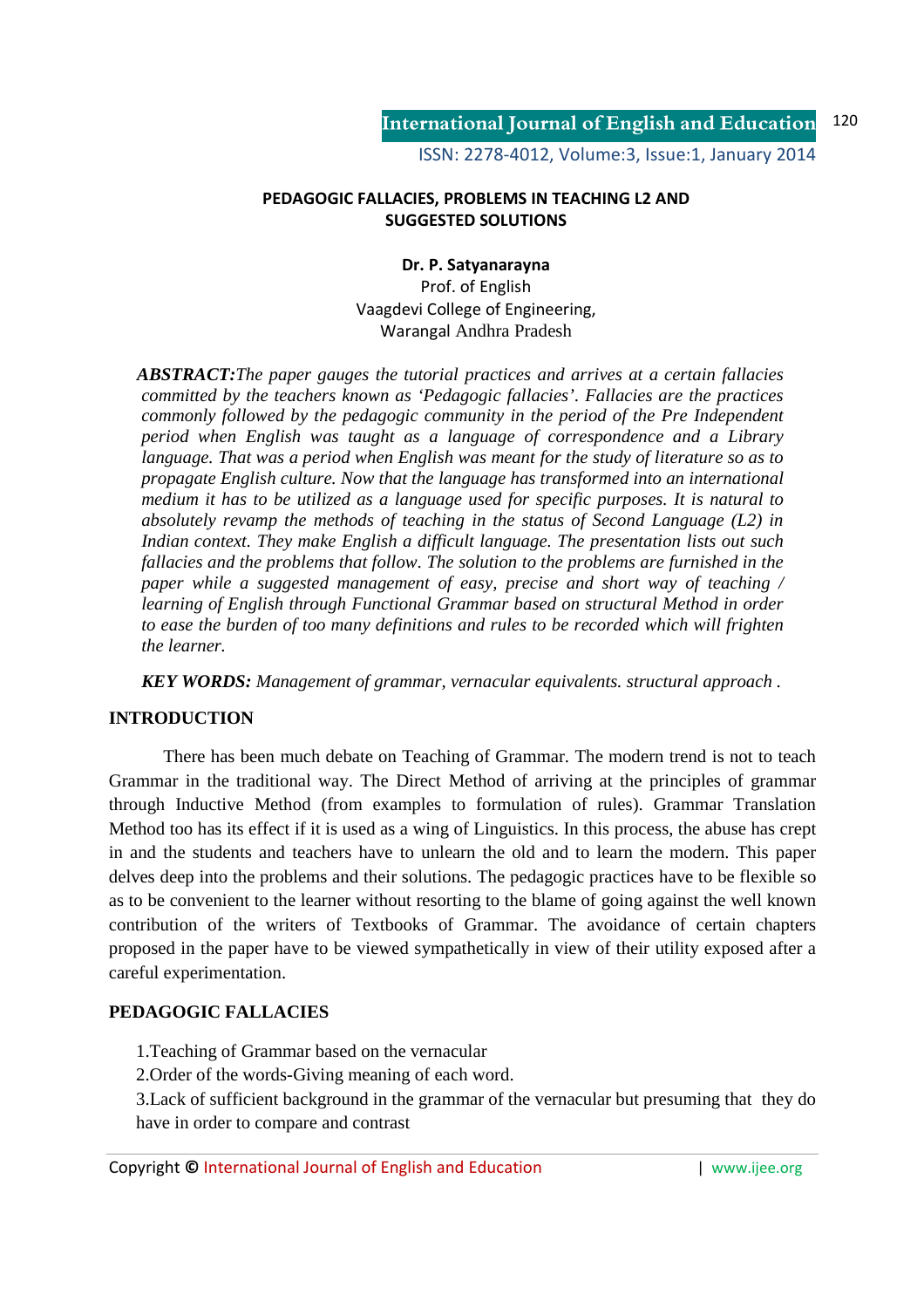# PEDAGOGIC FALLACIES, PROBLEMS IN TEACHING L2 AND SUGGESTED SOLUTIONS

**Dr. P. Satyanarayna**
Prof. of English
Vaagdevi College of Engineering,
Warangal Andhra Pradesh

***ABSTRACT:****The paper gauges the tutorial practices and arrives at a certain fallacies committed by the teachers known as 'Pedagogic fallacies'. Fallacies are the practices commonly followed by the pedagogic community in the period of the Pre Independent period when English was taught as a language of correspondence and a Library language. That was a period when English was meant for the study of literature so as to propagate English culture. Now that the language has transformed into an international medium it has to be utilized as a language used for specific purposes. It is natural to absolutely revamp the methods of teaching in the status of Second Language (L2) in Indian context. They make English a difficult language. The presentation lists out such fallacies and the problems that follow. The solution to the problems are furnished in the paper while a suggested management of easy, precise and short way of teaching / learning of English through Functional Grammar based on structural Method in order to ease the burden of too many definitions and rules to be recorded which will frighten the learner.*

***KEY WORDS:*** *Management of grammar, vernacular equivalents. structural approach .*

## INTRODUCTION

There has been much debate on Teaching of Grammar. The modern trend is not to teach Grammar in the traditional way. The Direct Method of arriving at the principles of grammar through Inductive Method (from examples to formulation of rules). Grammar Translation Method too has its effect if it is used as a wing of Linguistics. In this process, the abuse has crept in and the students and teachers have to unlearn the old and to learn the modern. This paper delves deep into the problems and their solutions. The pedagogic practices have to be flexible so as to be convenient to the learner without resorting to the blame of going against the well known contribution of the writers of Textbooks of Grammar. The avoidance of certain chapters proposed in the paper have to be viewed sympathetically in view of their utility exposed after a careful experimentation.

## PEDAGOGIC FALLACIES

1.Teaching of Grammar based on the vernacular
2.Order of the words-Giving meaning of each word.
3.Lack of sufficient background in the grammar of the vernacular but presuming that they do have in order to compare and contrast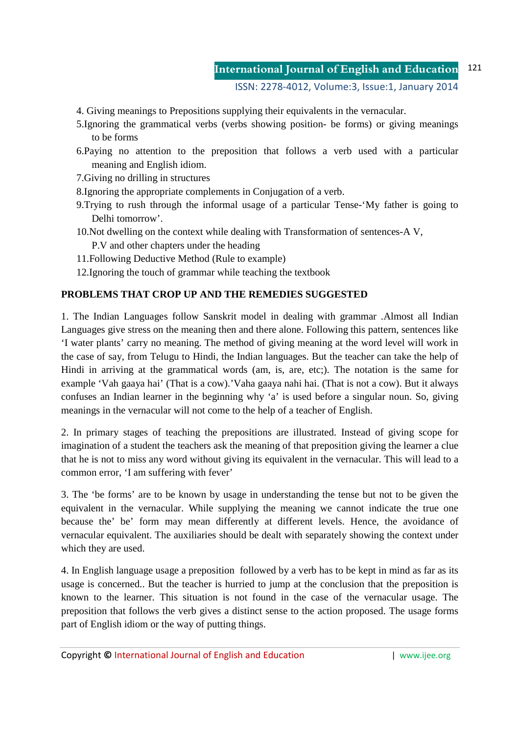4. Giving meanings to Prepositions supplying their equivalents in the vernacular.
5.Ignoring the grammatical verbs (verbs showing position- be forms) or giving meanings to be forms
6.Paying no attention to the preposition that follows a verb used with a particular meaning and English idiom.
7.Giving no drilling in structures
8.Ignoring the appropriate complements in Conjugation of a verb.
9.Trying to rush through the informal usage of a particular Tense-'My father is going to Delhi tomorrow'.
10.Not dwelling on the context while dealing with Transformation of sentences-A V, P.V and other chapters under the heading
11.Following Deductive Method (Rule to example)
12.Ignoring the touch of grammar while teaching the textbook

**PROBLEMS THAT CROP UP AND THE REMEDIES SUGGESTED**

1. The Indian Languages follow Sanskrit model in dealing with grammar .Almost all Indian Languages give stress on the meaning then and there alone. Following this pattern, sentences like 'I water plants' carry no meaning. The method of giving meaning at the word level will work in the case of say, from Telugu to Hindi, the Indian languages. But the teacher can take the help of Hindi in arriving at the grammatical words (am, is, are, etc;). The notation is the same for example 'Vah gaaya hai' (That is a cow).'Vaha gaaya nahi hai. (That is not a cow). But it always confuses an Indian learner in the beginning why 'a' is used before a singular noun. So, giving meanings in the vernacular will not come to the help of a teacher of English.

2. In primary stages of teaching the prepositions are illustrated. Instead of giving scope for imagination of a student the teachers ask the meaning of that preposition giving the learner a clue that he is not to miss any word without giving its equivalent in the vernacular. This will lead to a common error, 'I am suffering with fever'

3. The 'be forms' are to be known by usage in understanding the tense but not to be given the equivalent in the vernacular. While supplying the meaning we cannot indicate the true one because the' be' form may mean differently at different levels. Hence, the avoidance of vernacular equivalent. The auxiliaries should be dealt with separately showing the context under which they are used.

4. In English language usage a preposition followed by a verb has to be kept in mind as far as its usage is concerned.. But the teacher is hurried to jump at the conclusion that the preposition is known to the learner. This situation is not found in the case of the vernacular usage. The preposition that follows the verb gives a distinct sense to the action proposed. The usage forms part of English idiom or the way of putting things.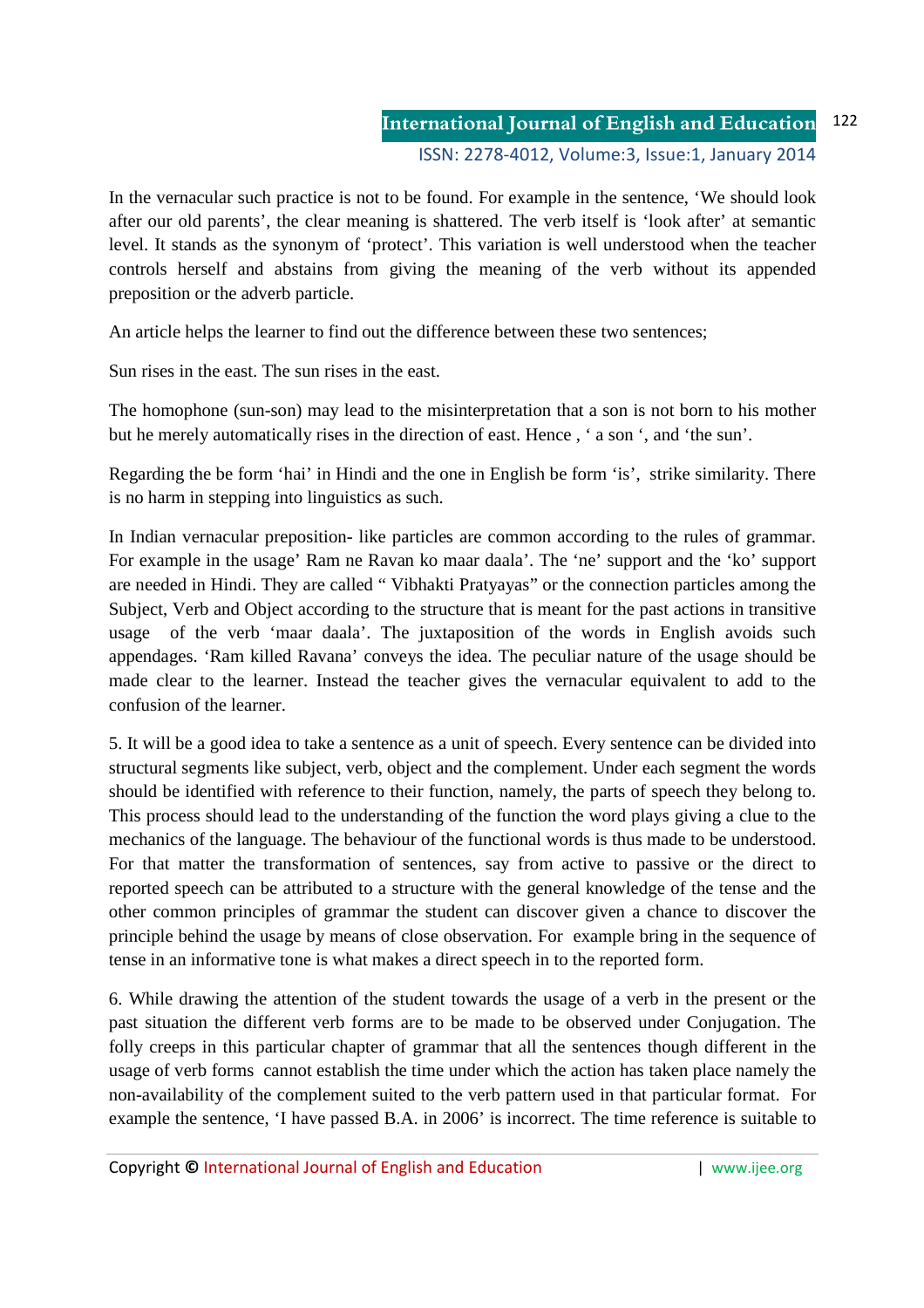In the vernacular such practice is not to be found. For example in the sentence, 'We should look after our old parents', the clear meaning is shattered. The verb itself is 'look after' at semantic level. It stands as the synonym of 'protect'. This variation is well understood when the teacher controls herself and abstains from giving the meaning of the verb without its appended preposition or the adverb particle.

An article helps the learner to find out the difference between these two sentences;

Sun rises in the east. The sun rises in the east.

The homophone (sun-son) may lead to the misinterpretation that a son is not born to his mother but he merely automatically rises in the direction of east. Hence , ' a son ', and 'the sun'.

Regarding the be form 'hai' in Hindi and the one in English be form 'is', strike similarity. There is no harm in stepping into linguistics as such.

In Indian vernacular preposition- like particles are common according to the rules of grammar. For example in the usage' Ram ne Ravan ko maar daala'. The 'ne' support and the 'ko' support are needed in Hindi. They are called " Vibhakti Pratyayas" or the connection particles among the Subject, Verb and Object according to the structure that is meant for the past actions in transitive usage of the verb 'maar daala'. The juxtaposition of the words in English avoids such appendages. 'Ram killed Ravana' conveys the idea. The peculiar nature of the usage should be made clear to the learner. Instead the teacher gives the vernacular equivalent to add to the confusion of the learner.

5. It will be a good idea to take a sentence as a unit of speech. Every sentence can be divided into structural segments like subject, verb, object and the complement. Under each segment the words should be identified with reference to their function, namely, the parts of speech they belong to. This process should lead to the understanding of the function the word plays giving a clue to the mechanics of the language. The behaviour of the functional words is thus made to be understood. For that matter the transformation of sentences, say from active to passive or the direct to reported speech can be attributed to a structure with the general knowledge of the tense and the other common principles of grammar the student can discover given a chance to discover the principle behind the usage by means of close observation. For example bring in the sequence of tense in an informative tone is what makes a direct speech in to the reported form.

6. While drawing the attention of the student towards the usage of a verb in the present or the past situation the different verb forms are to be made to be observed under Conjugation. The folly creeps in this particular chapter of grammar that all the sentences though different in the usage of verb forms cannot establish the time under which the action has taken place namely the non-availability of the complement suited to the verb pattern used in that particular format. For example the sentence, 'I have passed B.A. in 2006' is incorrect. The time reference is suitable to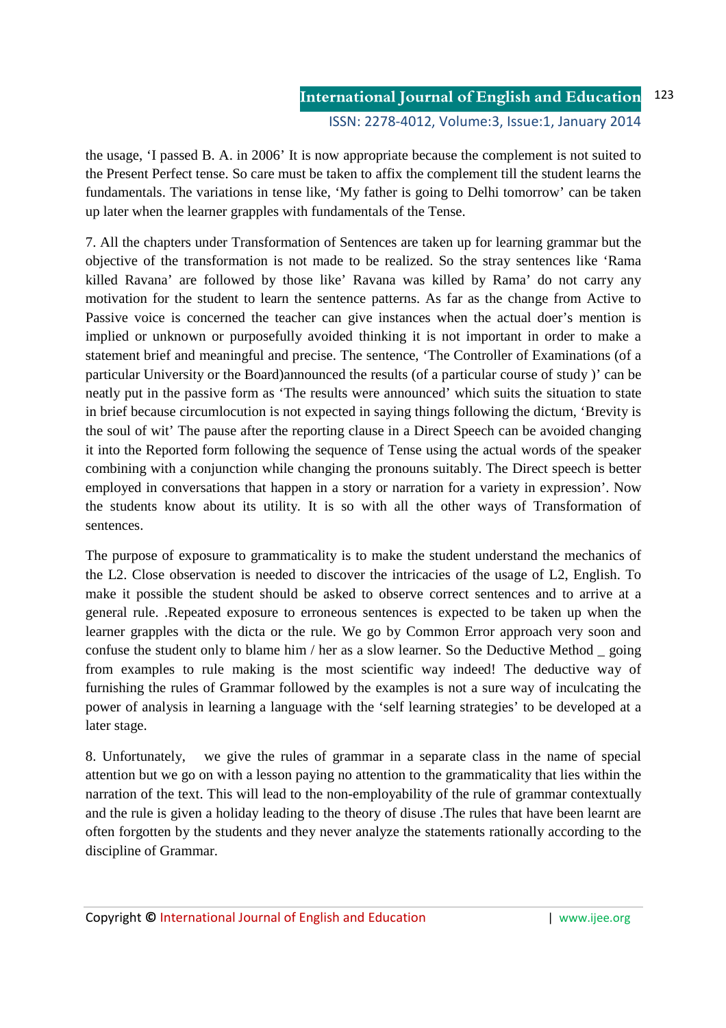the usage, 'I passed B. A. in 2006' It is now appropriate because the complement is not suited to the Present Perfect tense. So care must be taken to affix the complement till the student learns the fundamentals. The variations in tense like, 'My father is going to Delhi tomorrow' can be taken up later when the learner grapples with fundamentals of the Tense.

7. All the chapters under Transformation of Sentences are taken up for learning grammar but the objective of the transformation is not made to be realized. So the stray sentences like 'Rama killed Ravana' are followed by those like' Ravana was killed by Rama' do not carry any motivation for the student to learn the sentence patterns. As far as the change from Active to Passive voice is concerned the teacher can give instances when the actual doer's mention is implied or unknown or purposefully avoided thinking it is not important in order to make a statement brief and meaningful and precise. The sentence, 'The Controller of Examinations (of a particular University or the Board)announced the results (of a particular course of study )' can be neatly put in the passive form as 'The results were announced' which suits the situation to state in brief because circumlocution is not expected in saying things following the dictum, 'Brevity is the soul of wit' The pause after the reporting clause in a Direct Speech can be avoided changing it into the Reported form following the sequence of Tense using the actual words of the speaker combining with a conjunction while changing the pronouns suitably. The Direct speech is better employed in conversations that happen in a story or narration for a variety in expression'. Now the students know about its utility. It is so with all the other ways of Transformation of sentences.

The purpose of exposure to grammaticality is to make the student understand the mechanics of the L2. Close observation is needed to discover the intricacies of the usage of L2, English. To make it possible the student should be asked to observe correct sentences and to arrive at a general rule. .Repeated exposure to erroneous sentences is expected to be taken up when the learner grapples with the dicta or the rule. We go by Common Error approach very soon and confuse the student only to blame him / her as a slow learner. So the Deductive Method _ going from examples to rule making is the most scientific way indeed! The deductive way of furnishing the rules of Grammar followed by the examples is not a sure way of inculcating the power of analysis in learning a language with the 'self learning strategies' to be developed at a later stage.

8. Unfortunately, we give the rules of grammar in a separate class in the name of special attention but we go on with a lesson paying no attention to the grammaticality that lies within the narration of the text. This will lead to the non-employability of the rule of grammar contextually and the rule is given a holiday leading to the theory of disuse .The rules that have been learnt are often forgotten by the students and they never analyze the statements rationally according to the discipline of Grammar.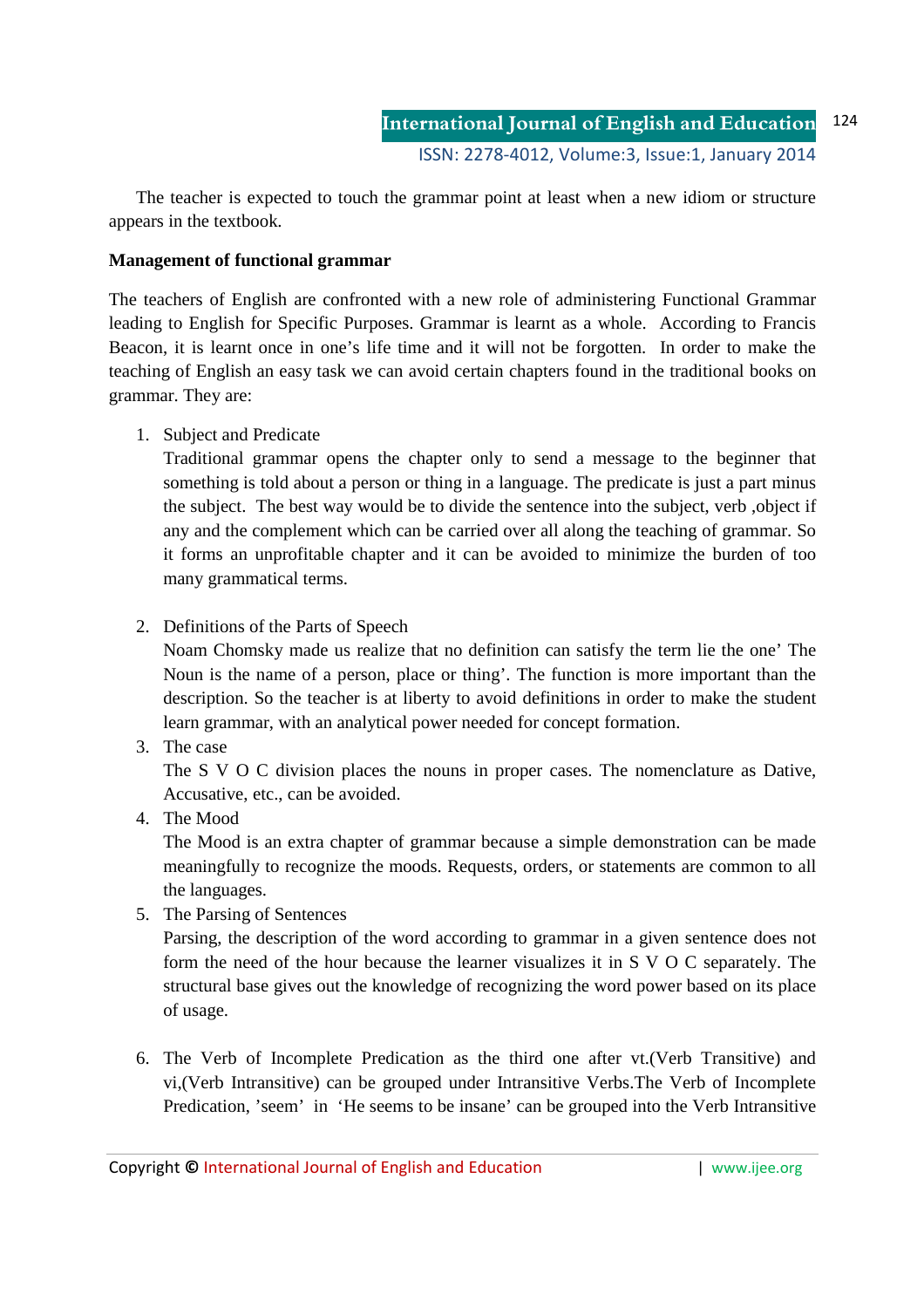The teacher is expected to touch the grammar point at least when a new idiom or structure appears in the textbook.

**Management of functional grammar**

The teachers of English are confronted with a new role of administering Functional Grammar leading to English for Specific Purposes. Grammar is learnt as a whole. According to Francis Beacon, it is learnt once in one's life time and it will not be forgotten. In order to make the teaching of English an easy task we can avoid certain chapters found in the traditional books on grammar. They are:

1. Subject and Predicate
   Traditional grammar opens the chapter only to send a message to the beginner that something is told about a person or thing in a language. The predicate is just a part minus the subject. The best way would be to divide the sentence into the subject, verb ,object if any and the complement which can be carried over all along the teaching of grammar. So it forms an unprofitable chapter and it can be avoided to minimize the burden of too many grammatical terms.

2. Definitions of the Parts of Speech
   Noam Chomsky made us realize that no definition can satisfy the term lie the one' The Noun is the name of a person, place or thing'. The function is more important than the description. So the teacher is at liberty to avoid definitions in order to make the student learn grammar, with an analytical power needed for concept formation.
3. The case
   The S V O C division places the nouns in proper cases. The nomenclature as Dative, Accusative, etc., can be avoided.
4. The Mood
   The Mood is an extra chapter of grammar because a simple demonstration can be made meaningfully to recognize the moods. Requests, orders, or statements are common to all the languages.
5. The Parsing of Sentences
   Parsing, the description of the word according to grammar in a given sentence does not form the need of the hour because the learner visualizes it in S V O C separately. The structural base gives out the knowledge of recognizing the word power based on its place of usage.

6. The Verb of Incomplete Predication as the third one after vt.(Verb Transitive) and vi,(Verb Intransitive) can be grouped under Intransitive Verbs.The Verb of Incomplete Predication, 'seem' in 'He seems to be insane' can be grouped into the Verb Intransitive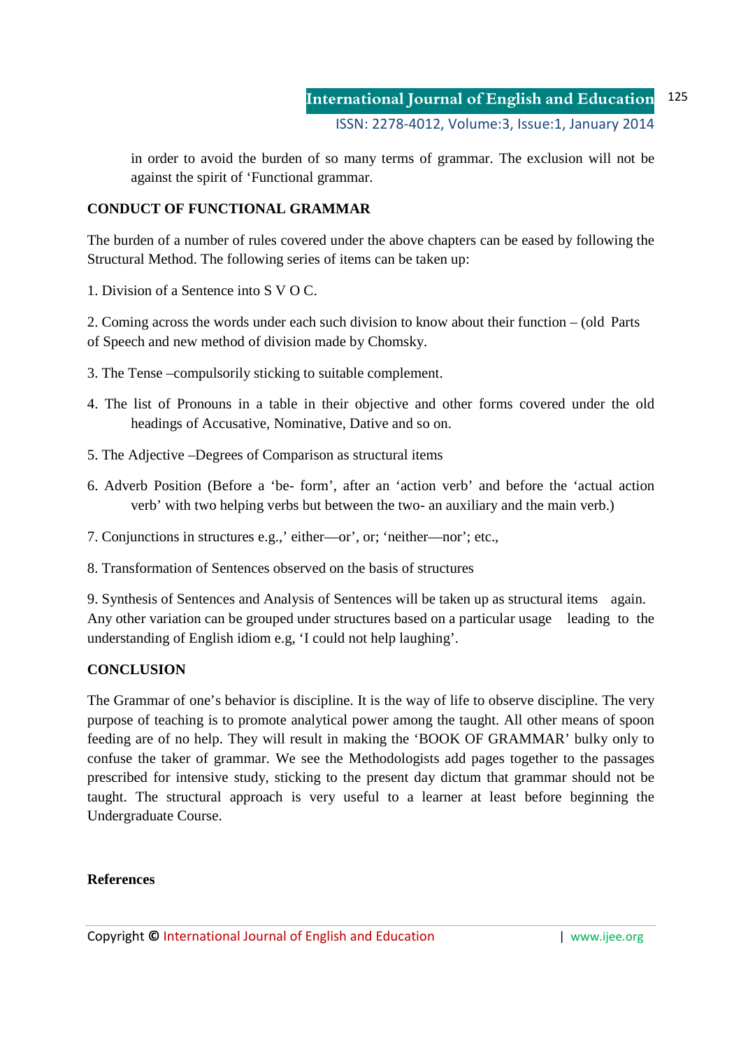in order to avoid the burden of so many terms of grammar. The exclusion will not be against the spirit of 'Functional grammar.

## CONDUCT OF FUNCTIONAL GRAMMAR

The burden of a number of rules covered under the above chapters can be eased by following the Structural Method. The following series of items can be taken up:

1. Division of a Sentence into S V O C.

2. Coming across the words under each such division to know about their function – (old Parts of Speech and new method of division made by Chomsky.

3. The Tense –compulsorily sticking to suitable complement.

4. The list of Pronouns in a table in their objective and other forms covered under the old headings of Accusative, Nominative, Dative and so on.

5. The Adjective –Degrees of Comparison as structural items

6. Adverb Position (Before a 'be- form', after an 'action verb' and before the 'actual action verb' with two helping verbs but between the two- an auxiliary and the main verb.)

7. Conjunctions in structures e.g.,' either—or', or; 'neither—nor'; etc.,

8. Transformation of Sentences observed on the basis of structures

9. Synthesis of Sentences and Analysis of Sentences will be taken up as structural items again. Any other variation can be grouped under structures based on a particular usage leading to the understanding of English idiom e.g, 'I could not help laughing'.

## CONCLUSION

The Grammar of one's behavior is discipline. It is the way of life to observe discipline. The very purpose of teaching is to promote analytical power among the taught. All other means of spoon feeding are of no help. They will result in making the 'BOOK OF GRAMMAR' bulky only to confuse the taker of grammar. We see the Methodologists add pages together to the passages prescribed for intensive study, sticking to the present day dictum that grammar should not be taught. The structural approach is very useful to a learner at least before beginning the Undergraduate Course.

## References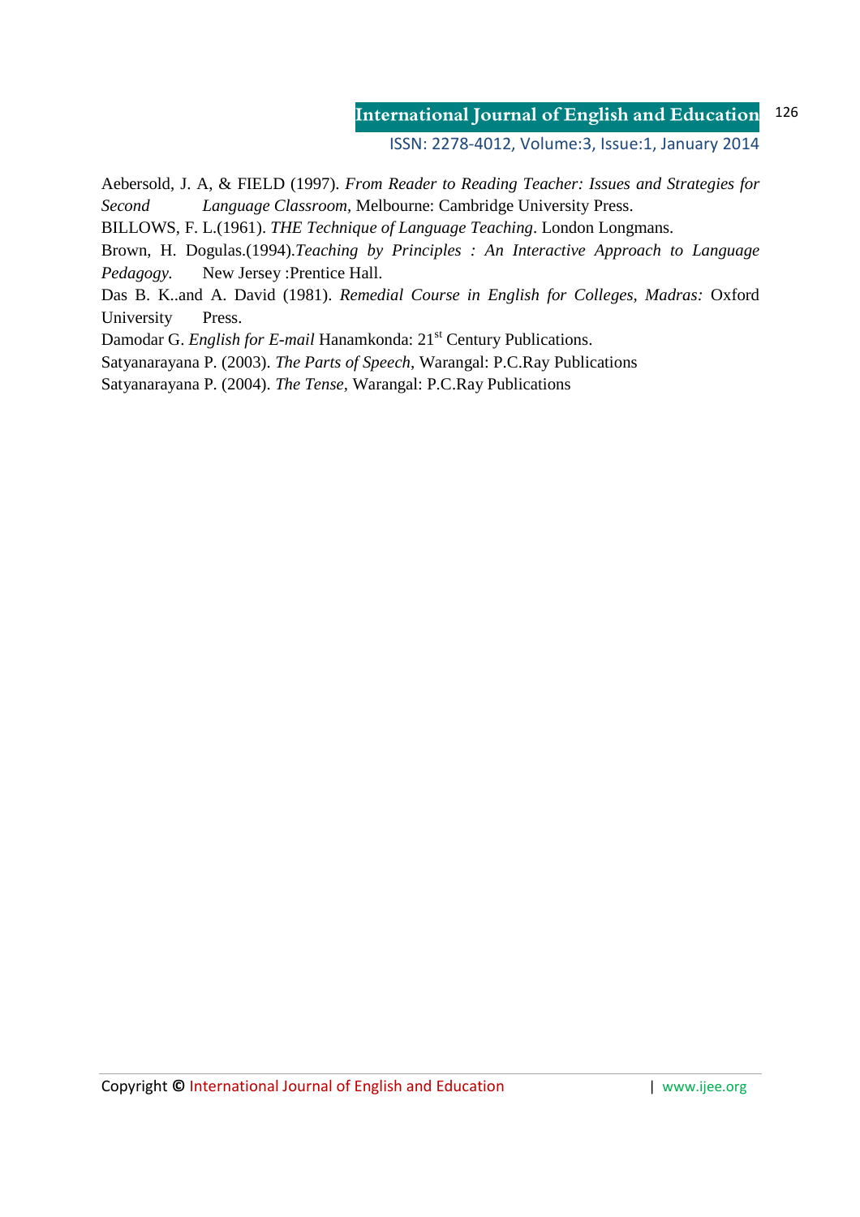Aebersold, J. A, & FIELD (1997). *From Reader to Reading Teacher: Issues and Strategies for Second Language Classroom,* Melbourne: Cambridge University Press.

BILLOWS, F. L.(1961). *THE Technique of Language Teaching*. London Longmans.

Brown, H. Dogulas.(1994).*Teaching by Principles : An Interactive Approach to Language Pedagogy.* New Jersey :Prentice Hall.

Das B. K..and A. David (1981). *Remedial Course in English for Colleges, Madras:* Oxford University Press.

Damodar G. *English for E-mail* Hanamkonda: 21st Century Publications.

Satyanarayana P. (2003). *The Parts of Speech*, Warangal: P.C.Ray Publications

Satyanarayana P. (2004). *The Tense*, Warangal: P.C.Ray Publications